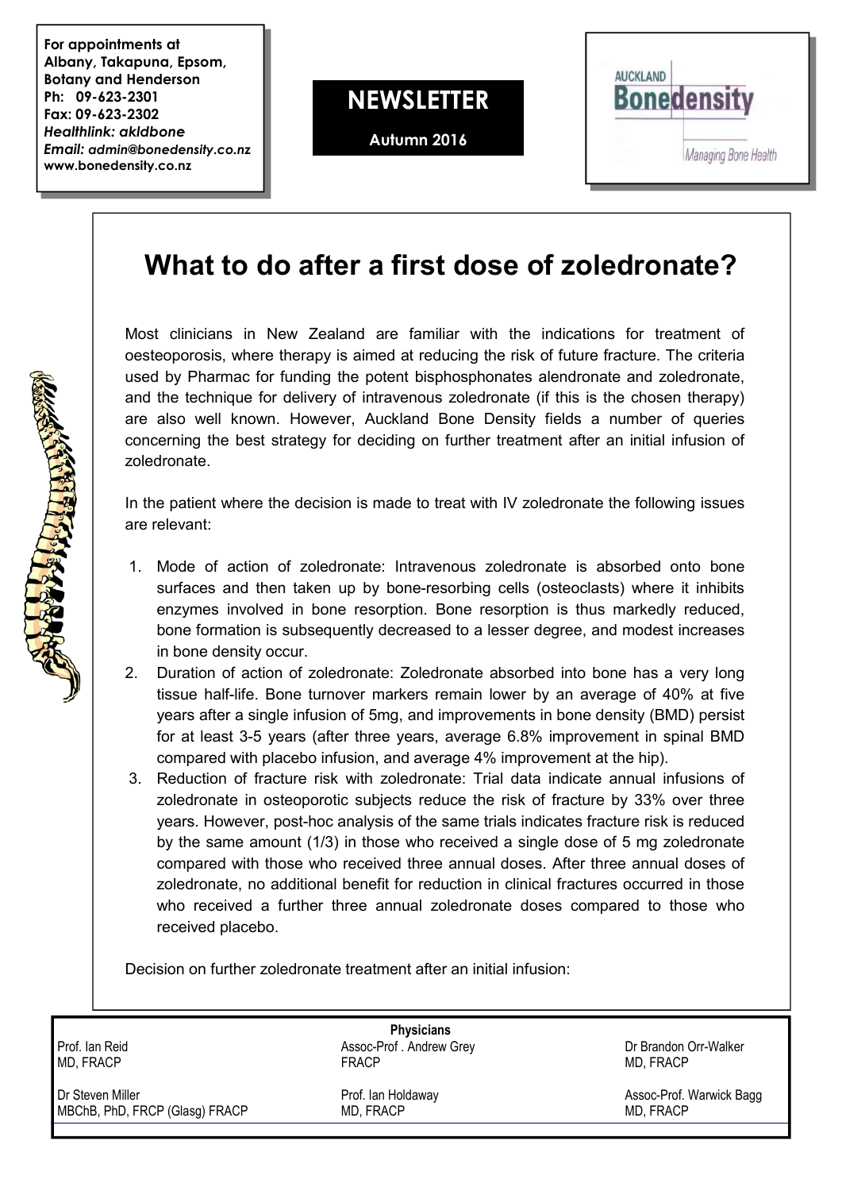For appointments at Albany, Takapuna, Epsom, Botany and Henderson
Ph: 09-623-2301
Fax: 09-623-2302
*Healthlink: akldbone*
*Email: admin@bonedensity.co.nz*
www.bonedensity.co.nz

**NEWSLETTER**

**Autumn 2016**

AUCKLAND **Bonedensity**

*Managing Bone Health*

# What to do after a first dose of zoledronate?

Most clinicians in New Zealand are familiar with the indications for treatment of oesteoporosis, where therapy is aimed at reducing the risk of future fracture. The criteria used by Pharmac for funding the potent bisphosphonates alendronate and zoledronate, and the technique for delivery of intravenous zoledronate (if this is the chosen therapy) are also well known. However, Auckland Bone Density fields a number of queries concerning the best strategy for deciding on further treatment after an initial infusion of zoledronate.

In the patient where the decision is made to treat with IV zoledronate the following issues are relevant:

1. Mode of action of zoledronate: Intravenous zoledronate is absorbed onto bone surfaces and then taken up by bone-resorbing cells (osteoclasts) where it inhibits enzymes involved in bone resorption. Bone resorption is thus markedly reduced, bone formation is subsequently decreased to a lesser degree, and modest increases in bone density occur.
2. Duration of action of zoledronate: Zoledronate absorbed into bone has a very long tissue half-life. Bone turnover markers remain lower by an average of 40% at five years after a single infusion of 5mg, and improvements in bone density (BMD) persist for at least 3-5 years (after three years, average 6.8% improvement in spinal BMD compared with placebo infusion, and average 4% improvement at the hip).
3. Reduction of fracture risk with zoledronate: Trial data indicate annual infusions of zoledronate in osteoporotic subjects reduce the risk of fracture by 33% over three years. However, post-hoc analysis of the same trials indicates fracture risk is reduced by the same amount (1/3) in those who received a single dose of 5 mg zoledronate compared with those who received three annual doses. After three annual doses of zoledronate, no additional benefit for reduction in clinical fractures occurred in those who received a further three annual zoledronate doses compared to those who received placebo.

Decision on further zoledronate treatment after an initial infusion:

**Physicians**

| | | |
|---|---|---|
| Prof. Ian Reid<br>MD, FRACP | Assoc-Prof . Andrew Grey<br>FRACP | Dr Brandon Orr-Walker<br>MD, FRACP |
| Dr Steven Miller<br>MBChB, PhD, FRCP (Glasg) FRACP | Prof. Ian Holdaway<br>MD, FRACP | Assoc-Prof. Warwick Bagg<br>MD, FRACP |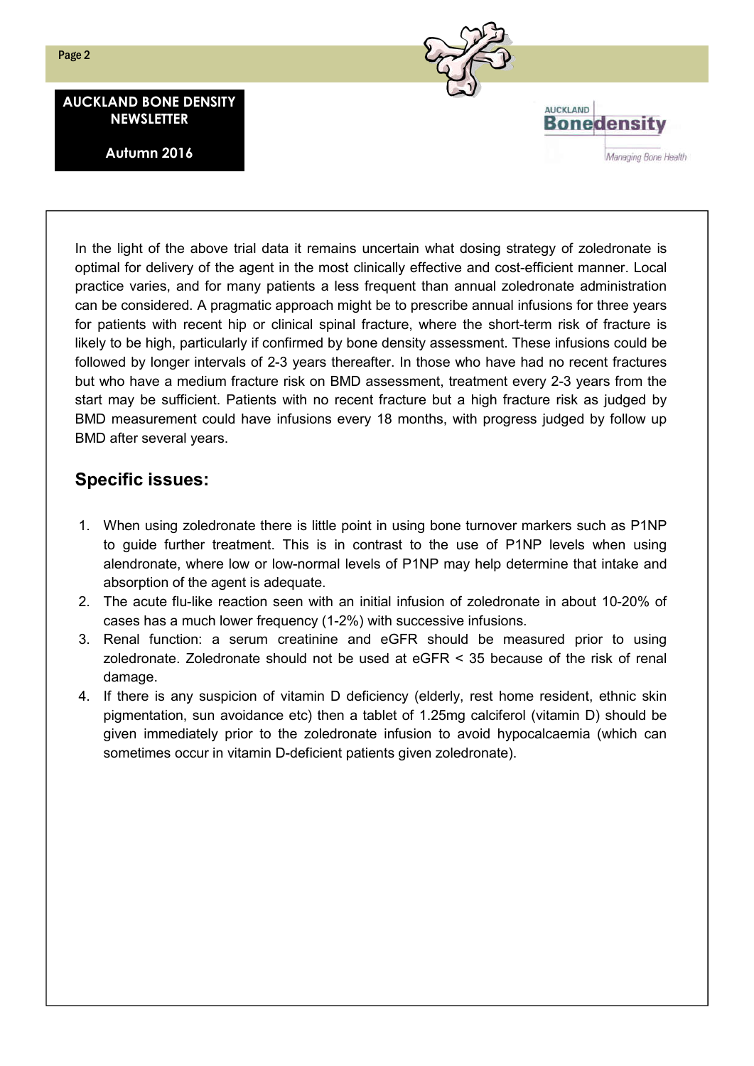In the light of the above trial data it remains uncertain what dosing strategy of zoledronate is optimal for delivery of the agent in the most clinically effective and cost-efficient manner. Local practice varies, and for many patients a less frequent than annual zoledronate administration can be considered. A pragmatic approach might be to prescribe annual infusions for three years for patients with recent hip or clinical spinal fracture, where the short-term risk of fracture is likely to be high, particularly if confirmed by bone density assessment. These infusions could be followed by longer intervals of 2-3 years thereafter. In those who have had no recent fractures but who have a medium fracture risk on BMD assessment, treatment every 2-3 years from the start may be sufficient. Patients with no recent fracture but a high fracture risk as judged by BMD measurement could have infusions every 18 months, with progress judged by follow up BMD after several years.

## Specific issues:

1. When using zoledronate there is little point in using bone turnover markers such as P1NP to guide further treatment. This is in contrast to the use of P1NP levels when using alendronate, where low or low-normal levels of P1NP may help determine that intake and absorption of the agent is adequate.
2. The acute flu-like reaction seen with an initial infusion of zoledronate in about 10-20% of cases has a much lower frequency (1-2%) with successive infusions.
3. Renal function: a serum creatinine and eGFR should be measured prior to using zoledronate. Zoledronate should not be used at eGFR < 35 because of the risk of renal damage.
4. If there is any suspicion of vitamin D deficiency (elderly, rest home resident, ethnic skin pigmentation, sun avoidance etc) then a tablet of 1.25mg calciferol (vitamin D) should be given immediately prior to the zoledronate infusion to avoid hypocalcaemia (which can sometimes occur in vitamin D-deficient patients given zoledronate).